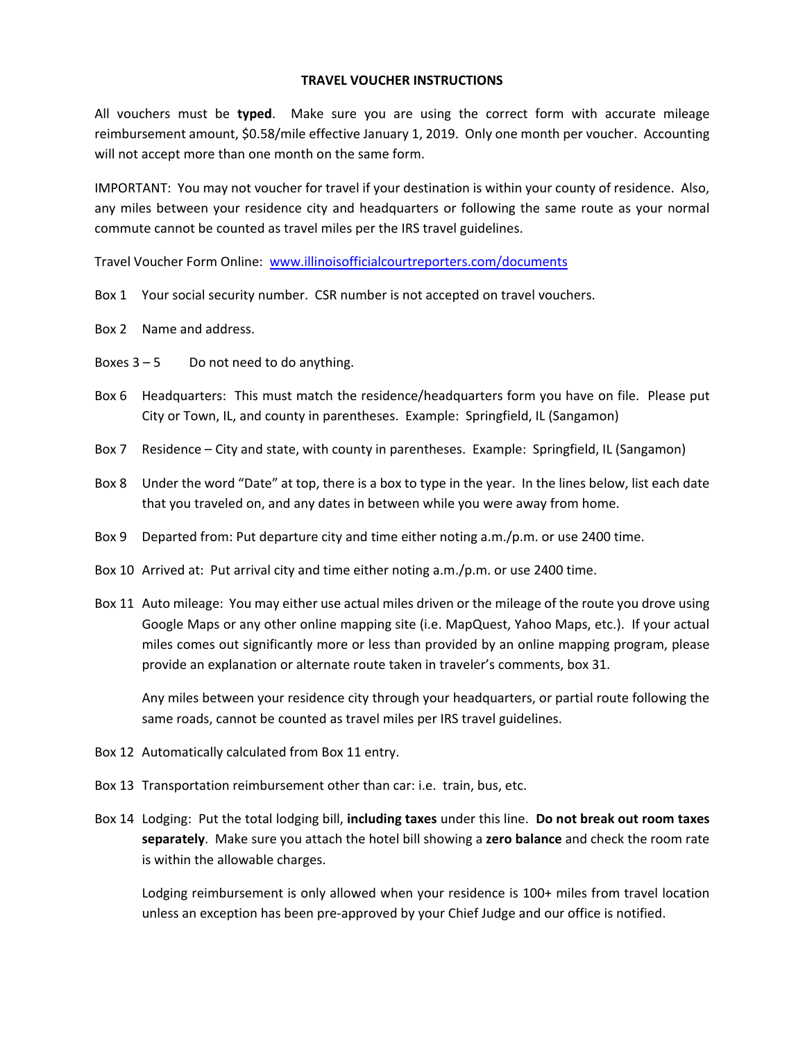# TRAVEL VOUCHER INSTRUCTIONS

All vouchers must be **typed**. Make sure you are using the correct form with accurate mileage reimbursement amount, $0.58/mile effective January 1, 2019. Only one month per voucher. Accounting will not accept more than one month on the same form.

IMPORTANT: You may not voucher for travel if your destination is within your county of residence. Also, any miles between your residence city and headquarters or following the same route as your normal commute cannot be counted as travel miles per the IRS travel guidelines.

Travel Voucher Form Online: [www.illinoisofficialcourtreporters.com/documents](www.illinoisofficialcourtreporters.com/documents)

Box 1 Your social security number. CSR number is not accepted on travel vouchers.

Box 2 Name and address.

Boxes 3 – 5 Do not need to do anything.

Box 6 Headquarters: This must match the residence/headquarters form you have on file. Please put City or Town, IL, and county in parentheses. Example: Springfield, IL (Sangamon)

Box 7 Residence – City and state, with county in parentheses. Example: Springfield, IL (Sangamon)

Box 8 Under the word "Date" at top, there is a box to type in the year. In the lines below, list each date that you traveled on, and any dates in between while you were away from home.

Box 9 Departed from: Put departure city and time either noting a.m./p.m. or use 2400 time.

Box 10 Arrived at: Put arrival city and time either noting a.m./p.m. or use 2400 time.

Box 11 Auto mileage: You may either use actual miles driven or the mileage of the route you drove using Google Maps or any other online mapping site (i.e. MapQuest, Yahoo Maps, etc.). If your actual miles comes out significantly more or less than provided by an online mapping program, please provide an explanation or alternate route taken in traveler's comments, box 31.

Any miles between your residence city through your headquarters, or partial route following the same roads, cannot be counted as travel miles per IRS travel guidelines.

Box 12 Automatically calculated from Box 11 entry.

Box 13 Transportation reimbursement other than car: i.e. train, bus, etc.

Box 14 Lodging: Put the total lodging bill, **including taxes** under this line. **Do not break out room taxes separately**. Make sure you attach the hotel bill showing a **zero balance** and check the room rate is within the allowable charges.

Lodging reimbursement is only allowed when your residence is 100+ miles from travel location unless an exception has been pre-approved by your Chief Judge and our office is notified.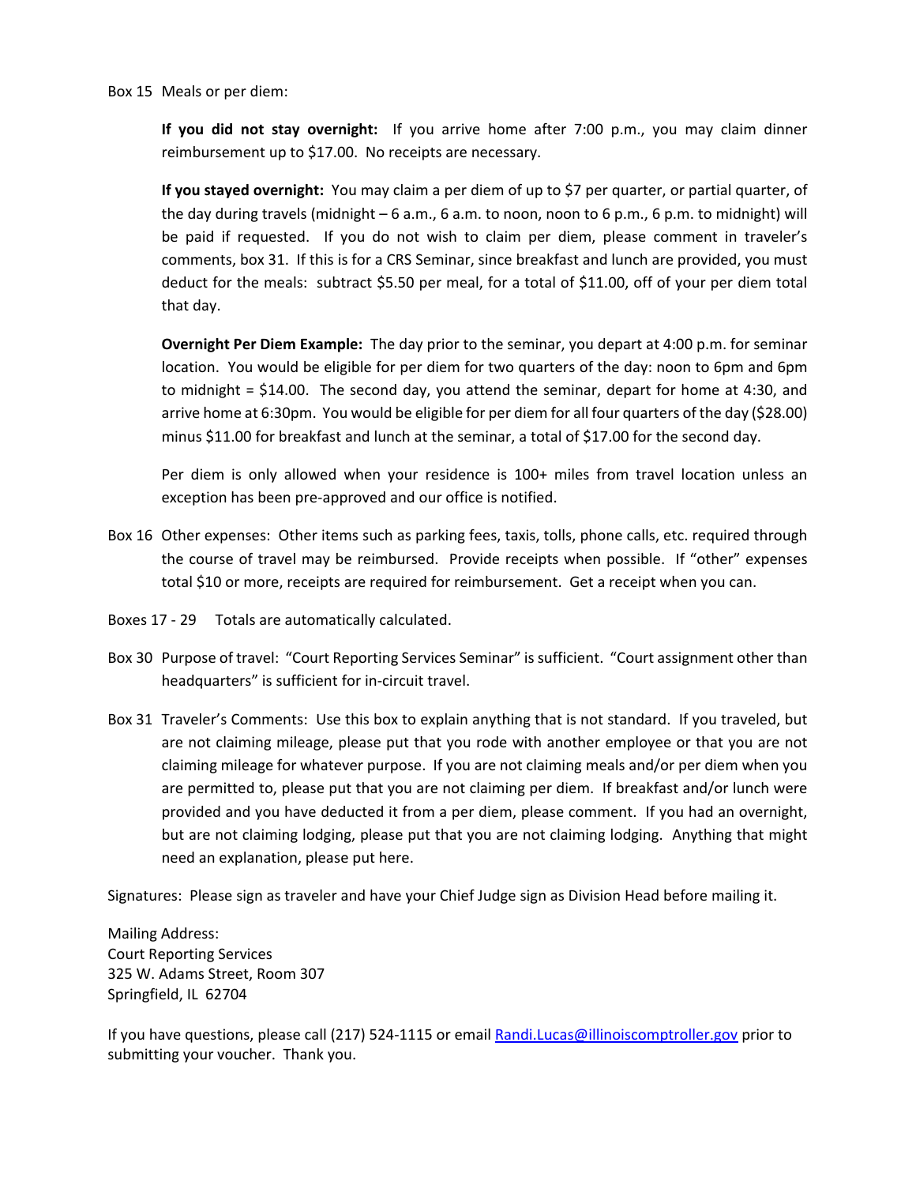Box 15 Meals or per diem:

**If you did not stay overnight:** If you arrive home after 7:00 p.m., you may claim dinner reimbursement up to $17.00. No receipts are necessary.

**If you stayed overnight:** You may claim a per diem of up to $7 per quarter, or partial quarter, of the day during travels (midnight – 6 a.m., 6 a.m. to noon, noon to 6 p.m., 6 p.m. to midnight) will be paid if requested. If you do not wish to claim per diem, please comment in traveler's comments, box 31. If this is for a CRS Seminar, since breakfast and lunch are provided, you must deduct for the meals: subtract $5.50 per meal, for a total of $11.00, off of your per diem total that day.

**Overnight Per Diem Example:** The day prior to the seminar, you depart at 4:00 p.m. for seminar location. You would be eligible for per diem for two quarters of the day: noon to 6pm and 6pm to midnight = $14.00. The second day, you attend the seminar, depart for home at 4:30, and arrive home at 6:30pm. You would be eligible for per diem for all four quarters of the day ($28.00) minus $11.00 for breakfast and lunch at the seminar, a total of $17.00 for the second day.

Per diem is only allowed when your residence is 100+ miles from travel location unless an exception has been pre-approved and our office is notified.

Box 16 Other expenses: Other items such as parking fees, taxis, tolls, phone calls, etc. required through the course of travel may be reimbursed. Provide receipts when possible. If "other" expenses total $10 or more, receipts are required for reimbursement. Get a receipt when you can.

Boxes 17 - 29 Totals are automatically calculated.

Box 30 Purpose of travel: "Court Reporting Services Seminar" is sufficient. "Court assignment other than headquarters" is sufficient for in-circuit travel.

Box 31 Traveler's Comments: Use this box to explain anything that is not standard. If you traveled, but are not claiming mileage, please put that you rode with another employee or that you are not claiming mileage for whatever purpose. If you are not claiming meals and/or per diem when you are permitted to, please put that you are not claiming per diem. If breakfast and/or lunch were provided and you have deducted it from a per diem, please comment. If you had an overnight, but are not claiming lodging, please put that you are not claiming lodging. Anything that might need an explanation, please put here.

Signatures: Please sign as traveler and have your Chief Judge sign as Division Head before mailing it.

Mailing Address:
Court Reporting Services
325 W. Adams Street, Room 307
Springfield, IL 62704

If you have questions, please call (217) 524-1115 or email [Randi.Lucas@illinoiscomptroller.gov](mailto:Randi.Lucas@illinoiscomptroller.gov) prior to submitting your voucher. Thank you.